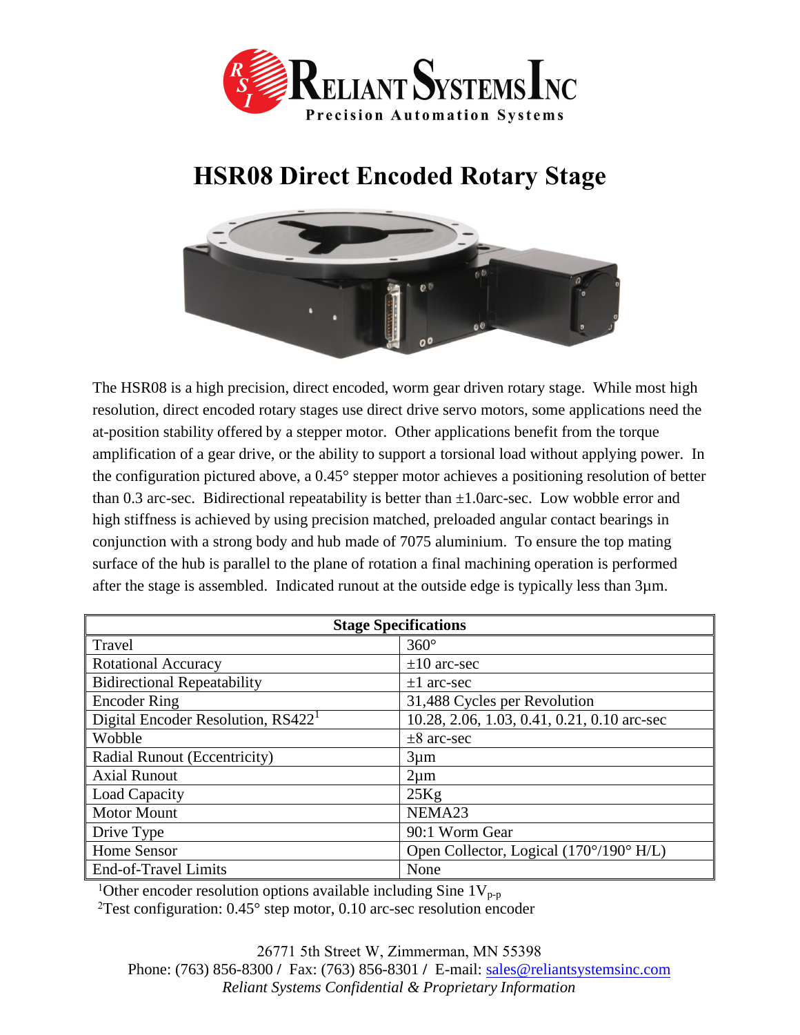**Reliant Systems Inc**
**Precision Automation Systems**

# HSR08 Direct Encoded Rotary Stage

The HSR08 is a high precision, direct encoded, worm gear driven rotary stage. While most high resolution, direct encoded rotary stages use direct drive servo motors, some applications need the at-position stability offered by a stepper motor. Other applications benefit from the torque amplification of a gear drive, or the ability to support a torsional load without applying power. In the configuration pictured above, a 0.45° stepper motor achieves a positioning resolution of better than 0.3 arc-sec. Bidirectional repeatability is better than ±1.0arc-sec. Low wobble error and high stiffness is achieved by using precision matched, preloaded angular contact bearings in conjunction with a strong body and hub made of 7075 aluminium. To ensure the top mating surface of the hub is parallel to the plane of rotation a final machining operation is performed after the stage is assembled. Indicated runout at the outside edge is typically less than 3µm.

| Stage Specifications | |
|---|---|
| Travel | 360° |
| Rotational Accuracy | ±10 arc-sec |
| Bidirectional Repeatability | ±1 arc-sec |
| Encoder Ring | 31,488 Cycles per Revolution |
| Digital Encoder Resolution, RS422[1] | 10.28, 2.06, 1.03, 0.41, 0.21, 0.10 arc-sec |
| Wobble | ±8 arc-sec |
| Radial Runout (Eccentricity) | 3µm |
| Axial Runout | 2µm |
| Load Capacity | 25Kg |
| Motor Mount | NEMA23 |
| Drive Type | 90:1 Worm Gear |
| Home Sensor | Open Collector, Logical (170°/190° H/L) |
| End-of-Travel Limits | None |

[1]Other encoder resolution options available including Sine $1V_{p\text{-}p}$
[2]Test configuration: 0.45° step motor, 0.10 arc-sec resolution encoder

26771 5th Street W, Zimmerman, MN 55398
Phone: (763) 856-8300 / Fax: (763) 856-8301 / E-mail: sales@reliantsystemsinc.com
*Reliant Systems Confidential & Proprietary Information*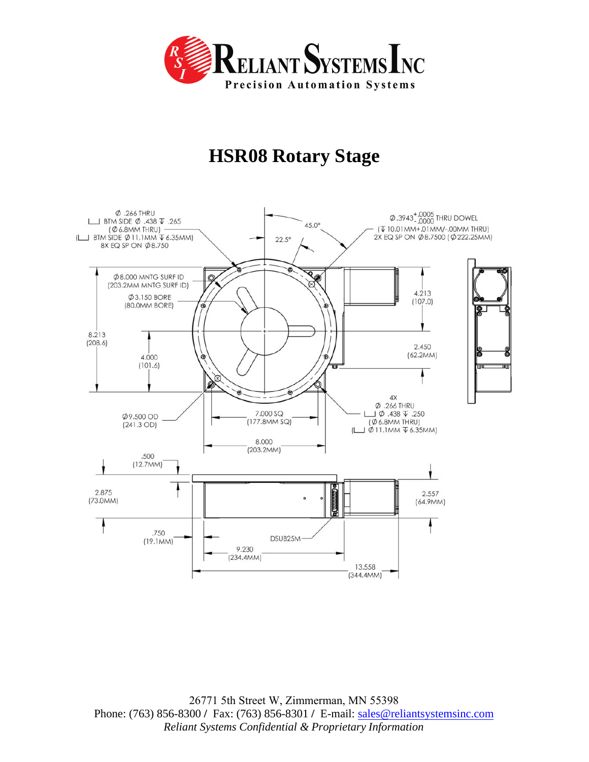# HSR08 Rotary Stage

Ø .266 THRU
⌴ BTM SIDE Ø .438 ↧ .265
(Ø 6.8MM THRU)
(⌴ BTM SIDE Ø 11.1MM ↧ 6.35MM)
8X EQ SP ON Ø 8.750

45.0°

22.5°

Ø .3943 +.0005 / -.0000 THRU DOWEL
(↧ 10.01MM+.01MM/-.00MM THRU)
2X EQ SP ON Ø 8.7500 (Ø 222.25MM)

Ø 8.000 MNTG SURF ID
(203.2MM MNTG SURF ID)

Ø 3.150 BORE
(80.0MM BORE)

4.213
(107.0)

8.213
(208.6)

2.450
(62.2MM)

4.000
(101.6)

4X
Ø .266 THRU
⌴ Ø .438 ↧ .250
(Ø 6.8MM THRU)
(⌴ Ø 11.1MM ↧ 6.35MM)

Ø 9.500 OD
(241.3 OD)

7.000 SQ
(177.8MM SQ)

8.000
(203.2MM)

.500
(12.7MM)

2.875
(73.0MM)

2.557
(64.9MM)

.750
(19.1MM)

DSUB25M

9.230
(234.4MM)

13.558
(344.4MM)